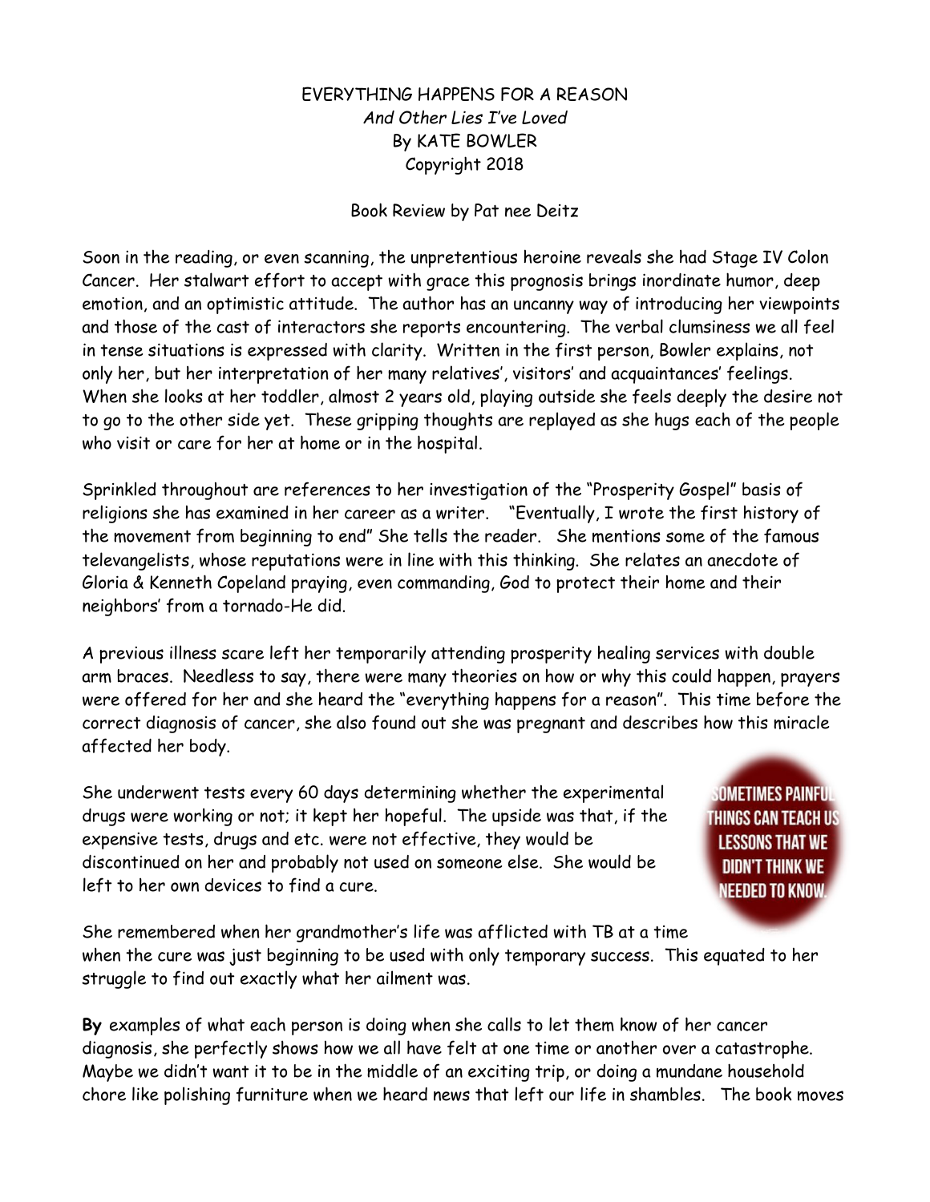EVERYTHING HAPPENS FOR A REASON

*And Other Lies I've Loved*

By KATE BOWLER

Copyright 2018

Book Review by Pat nee Deitz

Soon in the reading, or even scanning, the unpretentious heroine reveals she had Stage IV Colon Cancer. Her stalwart effort to accept with grace this prognosis brings inordinate humor, deep emotion, and an optimistic attitude. The author has an uncanny way of introducing her viewpoints and those of the cast of interactors she reports encountering. The verbal clumsiness we all feel in tense situations is expressed with clarity. Written in the first person, Bowler explains, not only her, but her interpretation of her many relatives', visitors' and acquaintances' feelings. When she looks at her toddler, almost 2 years old, playing outside she feels deeply the desire not to go to the other side yet. These gripping thoughts are replayed as she hugs each of the people who visit or care for her at home or in the hospital.

Sprinkled throughout are references to her investigation of the "Prosperity Gospel" basis of religions she has examined in her career as a writer. "Eventually, I wrote the first history of the movement from beginning to end" She tells the reader. She mentions some of the famous televangelists, whose reputations were in line with this thinking. She relates an anecdote of Gloria & Kenneth Copeland praying, even commanding, God to protect their home and their neighbors' from a tornado-He did.

A previous illness scare left her temporarily attending prosperity healing services with double arm braces. Needless to say, there were many theories on how or why this could happen, prayers were offered for her and she heard the "everything happens for a reason". This time before the correct diagnosis of cancer, she also found out she was pregnant and describes how this miracle affected her body.

She underwent tests every 60 days determining whether the experimental drugs were working or not; it kept her hopeful. The upside was that, if the expensive tests, drugs and etc. were not effective, they would be discontinued on her and probably not used on someone else. She would be left to her own devices to find a cure.

SOMETIMES PAINFUL THINGS CAN TEACH US LESSONS THAT WE DIDN'T THINK WE NEEDED TO KNOW.

She remembered when her grandmother's life was afflicted with TB at a time when the cure was just beginning to be used with only temporary success. This equated to her struggle to find out exactly what her ailment was.

**By** examples of what each person is doing when she calls to let them know of her cancer diagnosis, she perfectly shows how we all have felt at one time or another over a catastrophe. Maybe we didn't want it to be in the middle of an exciting trip, or doing a mundane household chore like polishing furniture when we heard news that left our life in shambles. The book moves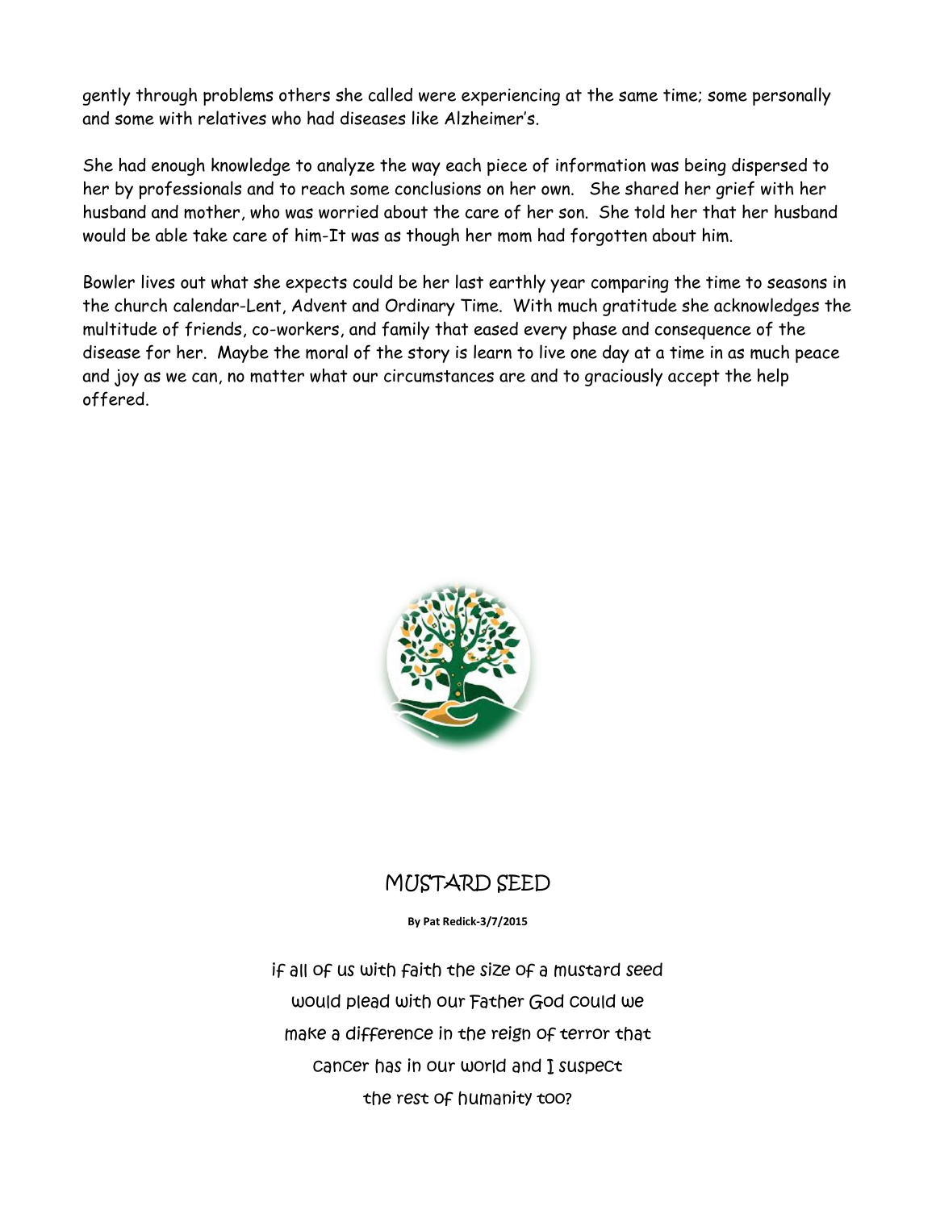gently through problems others she called were experiencing at the same time; some personally and some with relatives who had diseases like Alzheimer's.

She had enough knowledge to analyze the way each piece of information was being dispersed to her by professionals and to reach some conclusions on her own. She shared her grief with her husband and mother, who was worried about the care of her son. She told her that her husband would be able take care of him-It was as though her mom had forgotten about him.

Bowler lives out what she expects could be her last earthly year comparing the time to seasons in the church calendar-Lent, Advent and Ordinary Time. With much gratitude she acknowledges the multitude of friends, co-workers, and family that eased every phase and consequence of the disease for her. Maybe the moral of the story is learn to live one day at a time in as much peace and joy as we can, no matter what our circumstances are and to graciously accept the help offered.

## MUSTARD SEED

**By Pat Redick-3/7/2015**

if all of us with faith the size of a mustard seed
would plead with our Father God could we
make a difference in the reign of terror that
cancer has in our world and I suspect
the rest of humanity too?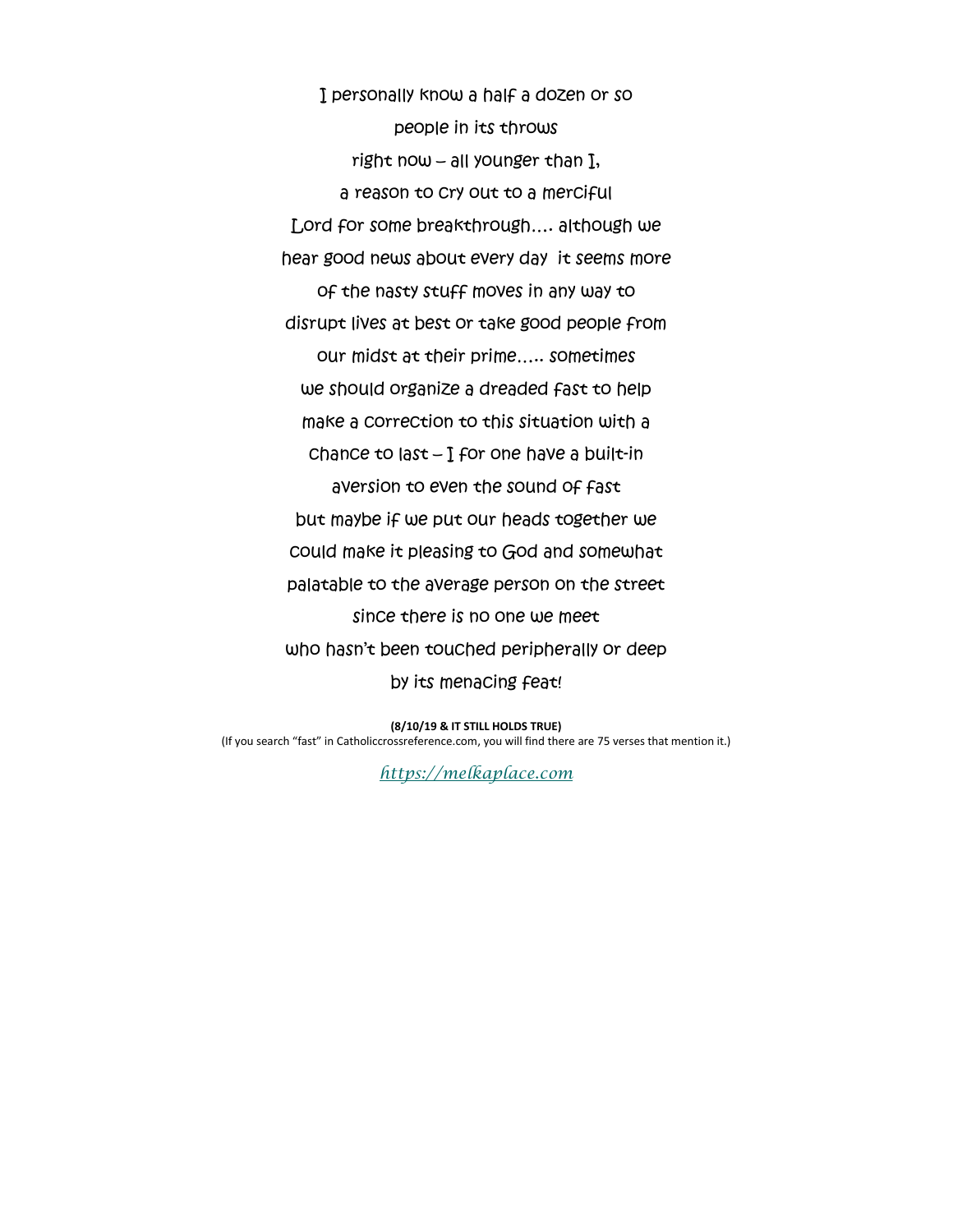I personally know a half a dozen or so
people in its throws
right now – all younger than I,
a reason to cry out to a merciful
Lord for some breakthrough…. although we
hear good news about every day  it seems more
of the nasty stuff moves in any way to
disrupt lives at best or take good people from
our midst at their prime….. sometimes
we should organize a dreaded fast to help
make a correction to this situation with a
chance to last – I for one have a built-in
aversion to even the sound of fast
but maybe if we put our heads together we
could make it pleasing to God and somewhat
palatable to the average person on the street
since there is no one we meet
who hasn't been touched peripherally or deep
by its menacing feat!

**(8/10/19 & IT STILL HOLDS TRUE)**
(If you search "fast" in Catholiccrossreference.com, you will find there are 75 verses that mention it.)

*https://melkaplace.com*